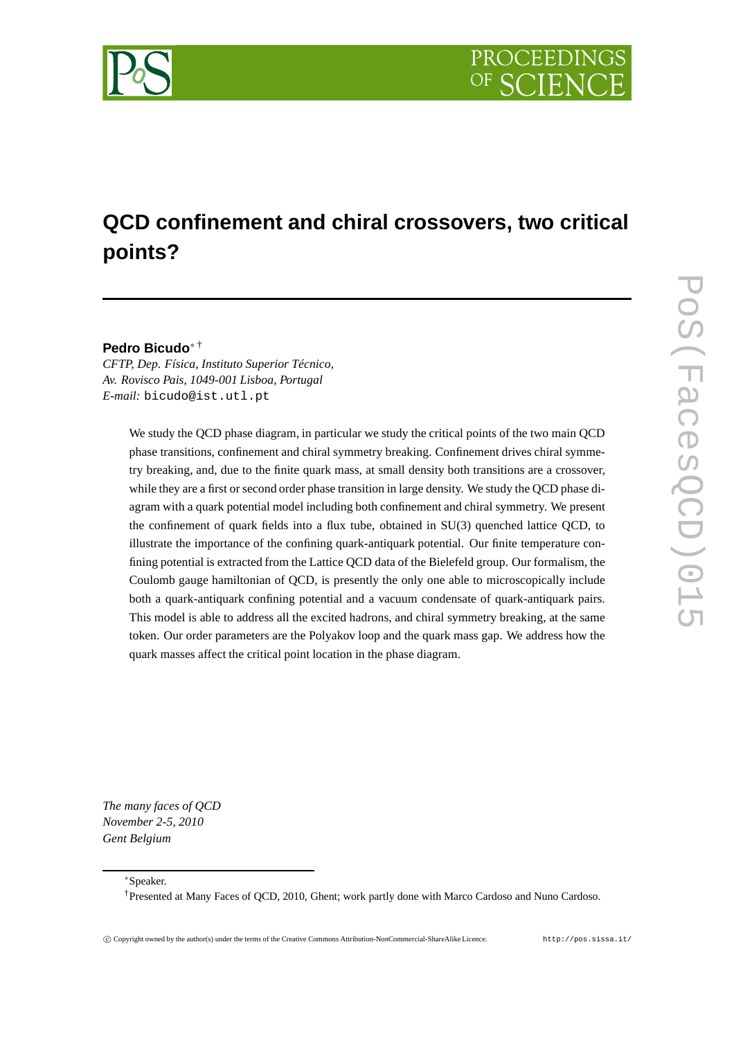# QCD confinement and chiral crossovers, two critical points?

**Pedro Bicudo**[*][†]

*CFTP, Dep. Física, Instituto Superior Técnico,*
*Av. Rovisco Pais, 1049-001 Lisboa, Portugal*
*E-mail:* `bicudo@ist.utl.pt`

We study the QCD phase diagram, in particular we study the critical points of the two main QCD phase transitions, confinement and chiral symmetry breaking. Confinement drives chiral symmetry breaking, and, due to the finite quark mass, at small density both transitions are a crossover, while they are a first or second order phase transition in large density. We study the QCD phase diagram with a quark potential model including both confinement and chiral symmetry. We present the confinement of quark fields into a flux tube, obtained in SU(3) quenched lattice QCD, to illustrate the importance of the confining quark-antiquark potential. Our finite temperature confining potential is extracted from the Lattice QCD data of the Bielefeld group. Our formalism, the Coulomb gauge hamiltonian of QCD, is presently the only one able to microscopically include both a quark-antiquark confining potential and a vacuum condensate of quark-antiquark pairs. This model is able to address all the excited hadrons, and chiral symmetry breaking, at the same token. Our order parameters are the Polyakov loop and the quark mass gap. We address how the quark masses affect the critical point location in the phase diagram.

*The many faces of QCD*
*November 2-5, 2010*
*Gent Belgium*

[*] Speaker.
[†] Presented at Many Faces of QCD, 2010, Ghent; work partly done with Marco Cardoso and Nuno Cardoso.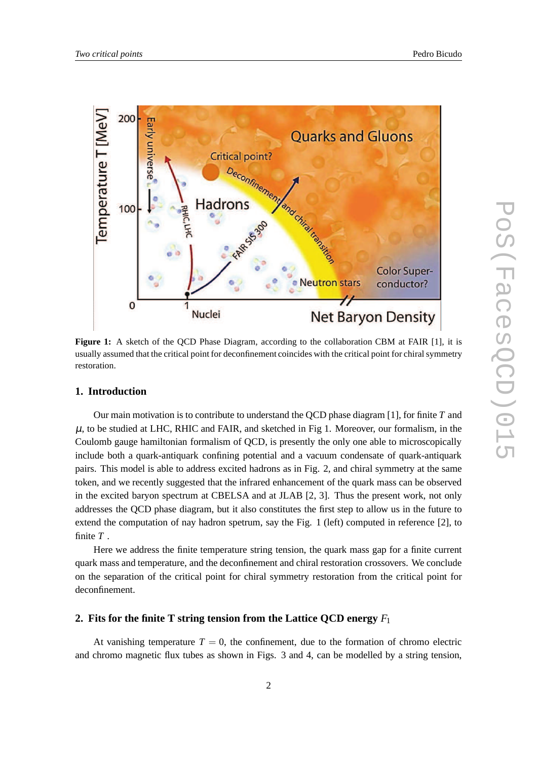**Figure 1:** A sketch of the QCD Phase Diagram, according to the collaboration CBM at FAIR [1], it is usually assumed that the critical point for deconfinement coincides with the critical point for chiral symmetry restoration.

## 1. Introduction

Our main motivation is to contribute to understand the QCD phase diagram [1], for finite $T$ and $\mu$, to be studied at LHC, RHIC and FAIR, and sketched in Fig 1. Moreover, our formalism, in the Coulomb gauge hamiltonian formalism of QCD, is presently the only one able to microscopically include both a quark-antiquark confining potential and a vacuum condensate of quark-antiquark pairs. This model is able to address excited hadrons as in Fig. 2, and chiral symmetry at the same token, and we recently suggested that the infrared enhancement of the quark mass can be observed in the excited baryon spectrum at CBELSA and at JLAB [2, 3]. Thus the present work, not only addresses the QCD phase diagram, but it also constitutes the first step to allow us in the future to extend the computation of nay hadron spetrum, say the Fig. 1 (left) computed in reference [2], to finite $T$ .

Here we address the finite temperature string tension, the quark mass gap for a finite current quark mass and temperature, and the deconfinement and chiral restoration crossovers. We conclude on the separation of the critical point for chiral symmetry restoration from the critical point for deconfinement.

## 2. Fits for the finite T string tension from the Lattice QCD energy $F_1$

At vanishing temperature $T = 0$, the confinement, due to the formation of chromo electric and chromo magnetic flux tubes as shown in Figs. 3 and 4, can be modelled by a string tension,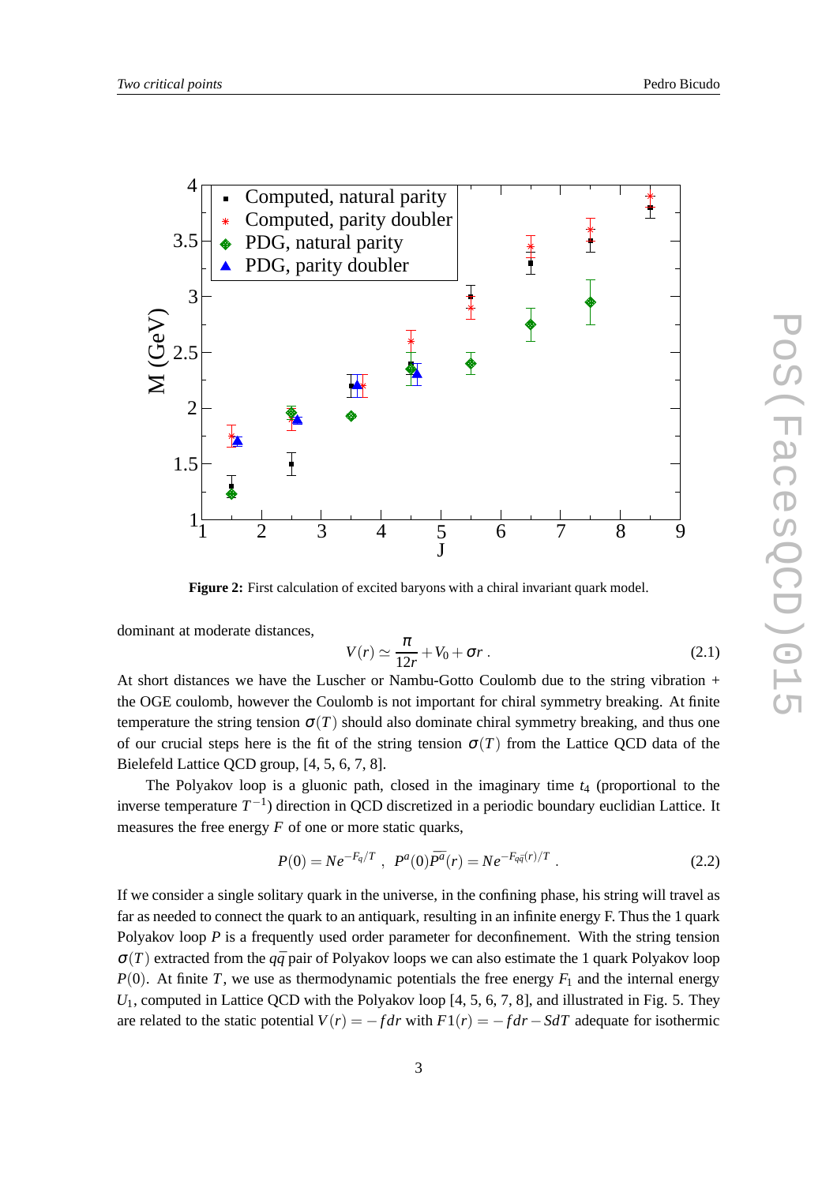**Figure 2:** First calculation of excited baryons with a chiral invariant quark model.

dominant at moderate distances,

$$V(r) \simeq \frac{\pi}{12r} + V_0 + \sigma r \; . \tag{2.1}$$

At short distances we have the Luscher or Nambu-Gotto Coulomb due to the string vibration + the OGE coulomb, however the Coulomb is not important for chiral symmetry breaking. At finite temperature the string tension $\sigma(T)$ should also dominate chiral symmetry breaking, and thus one of our crucial steps here is the fit of the string tension $\sigma(T)$ from the Lattice QCD data of the Bielefeld Lattice QCD group, [4, 5, 6, 7, 8].

The Polyakov loop is a gluonic path, closed in the imaginary time $t_4$ (proportional to the inverse temperature $T^{-1}$) direction in QCD discretized in a periodic boundary euclidian Lattice. It measures the free energy $F$ of one or more static quarks,

$$P(0) = N e^{-F_q/T} \; , \; P^a(0)\overline{P^a}(r) = N e^{-F_{q\bar{q}}(r)/T} \; . \tag{2.2}$$

If we consider a single solitary quark in the universe, in the confining phase, his string will travel as far as needed to connect the quark to an antiquark, resulting in an infinite energy F. Thus the 1 quark Polyakov loop $P$ is a frequently used order parameter for deconfinement. With the string tension $\sigma(T)$ extracted from the $q\bar{q}$ pair of Polyakov loops we can also estimate the 1 quark Polyakov loop $P(0)$. At finite $T$, we use as thermodynamic potentials the free energy $F_1$ and the internal energy $U_1$, computed in Lattice QCD with the Polyakov loop [4, 5, 6, 7, 8], and illustrated in Fig. 5. They are related to the static potential $V(r) = -f dr$ with $F1(r) = -f dr - SdT$ adequate for isothermic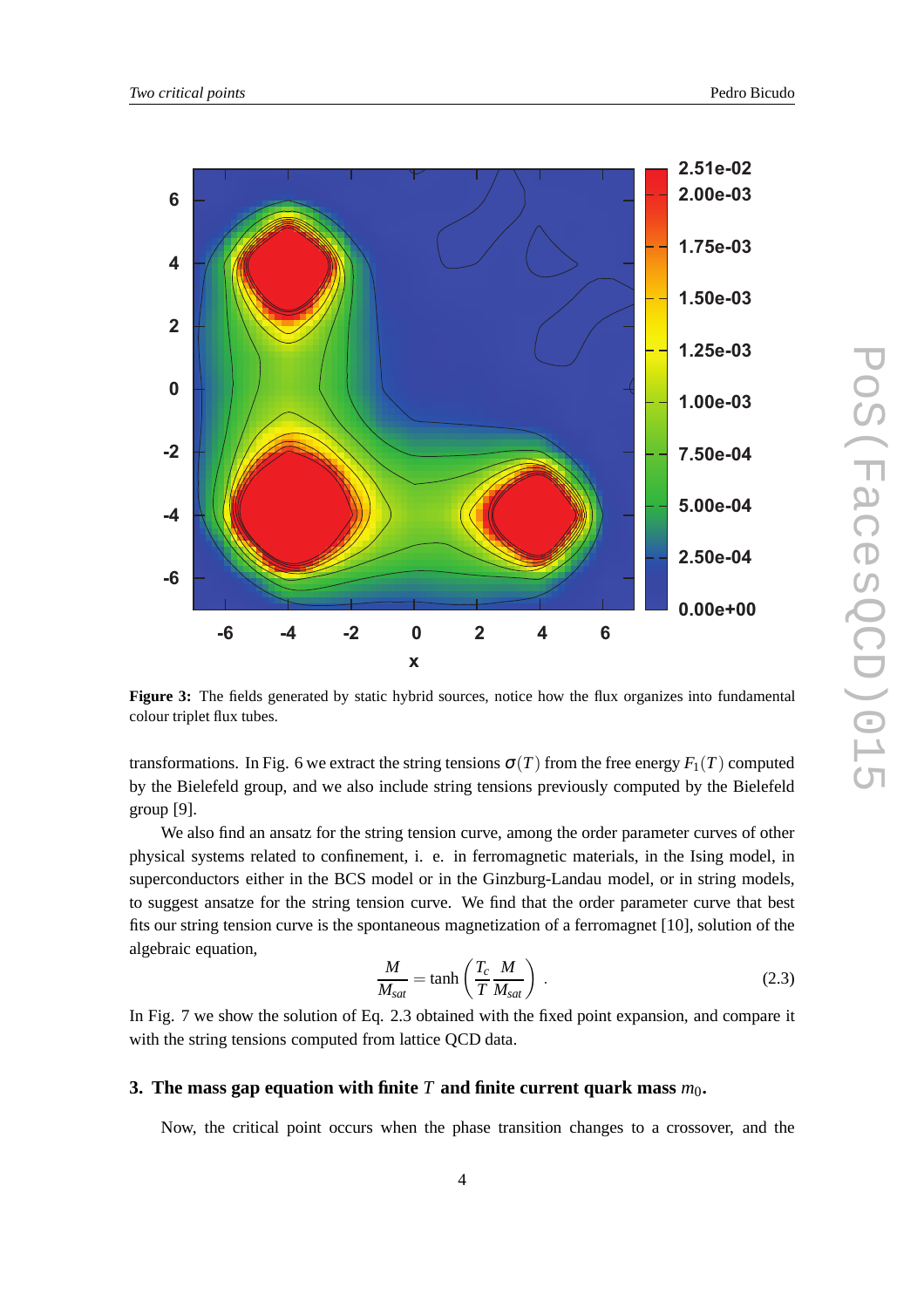**Figure 3:** The fields generated by static hybrid sources, notice how the flux organizes into fundamental colour triplet flux tubes.

transformations. In Fig. 6 we extract the string tensions $\sigma(T)$ from the free energy $F_1(T)$ computed by the Bielefeld group, and we also include string tensions previously computed by the Bielefeld group [9].

We also find an ansatz for the string tension curve, among the order parameter curves of other physical systems related to confinement, i. e. in ferromagnetic materials, in the Ising model, in superconductors either in the BCS model or in the Ginzburg-Landau model, or in string models, to suggest ansatze for the string tension curve. We find that the order parameter curve that best fits our string tension curve is the spontaneous magnetization of a ferromagnet [10], solution of the algebraic equation,

$$\frac{M}{M_{sat}} = \tanh\left(\frac{T_c}{T}\frac{M}{M_{sat}}\right) . \tag{2.3}$$

In Fig. 7 we show the solution of Eq. 2.3 obtained with the fixed point expansion, and compare it with the string tensions computed from lattice QCD data.

## 3. The mass gap equation with finite $T$ and finite current quark mass $m_0$.

Now, the critical point occurs when the phase transition changes to a crossover, and the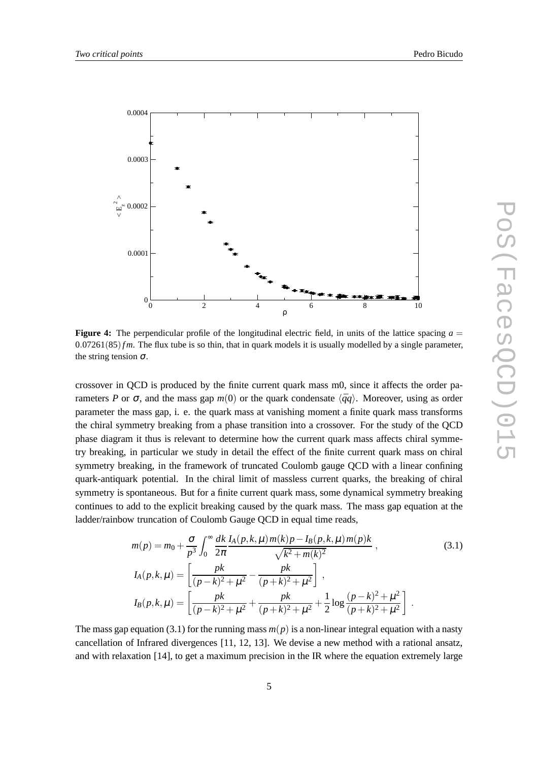**Figure 4:** The perpendicular profile of the longitudinal electric field, in units of the lattice spacing $a = 0.07261(85)\,fm$. The flux tube is so thin, that in quark models it is usually modelled by a single parameter, the string tension $\sigma$.

crossover in QCD is produced by the finite current quark mass m0, since it affects the order parameters $P$ or $\sigma$, and the mass gap $m(0)$ or the quark condensate $\langle \bar{q}q \rangle$. Moreover, using as order parameter the mass gap, i. e. the quark mass at vanishing moment a finite quark mass transforms the chiral symmetry breaking from a phase transition into a crossover. For the study of the QCD phase diagram it thus is relevant to determine how the current quark mass affects chiral symmetry breaking, in particular we study in detail the effect of the finite current quark mass on chiral symmetry breaking, in the framework of truncated Coulomb gauge QCD with a linear confining quark-antiquark potential. In the chiral limit of massless current quarks, the breaking of chiral symmetry is spontaneous. But for a finite current quark mass, some dynamical symmetry breaking continues to add to the explicit breaking caused by the quark mass. The mass gap equation at the ladder/rainbow truncation of Coulomb Gauge QCD in equal time reads,

$$
\begin{aligned}
m(p) &= m_0 + \frac{\sigma}{p^3} \int_0^\infty \frac{dk}{2\pi} \frac{I_A(p,k,\mu)\, m(k)\, p - I_B(p,k,\mu)\, m(p)\, k}{\sqrt{k^2 + m(k)^2}} \ , \\
I_A(p,k,\mu) &= \left[ \frac{pk}{(p-k)^2 + \mu^2} - \frac{pk}{(p+k)^2 + \mu^2} \right] \ , \\
I_B(p,k,\mu) &= \left[ \frac{pk}{(p-k)^2 + \mu^2} + \frac{pk}{(p+k)^2 + \mu^2} + \frac{1}{2} \log \frac{(p-k)^2 + \mu^2}{(p+k)^2 + \mu^2} \right] \ .
\end{aligned}
\tag{3.1}
$$

The mass gap equation (3.1) for the running mass $m(p)$ is a non-linear integral equation with a nasty cancellation of Infrared divergences [11, 12, 13]. We devise a new method with a rational ansatz, and with relaxation [14], to get a maximum precision in the IR where the equation extremely large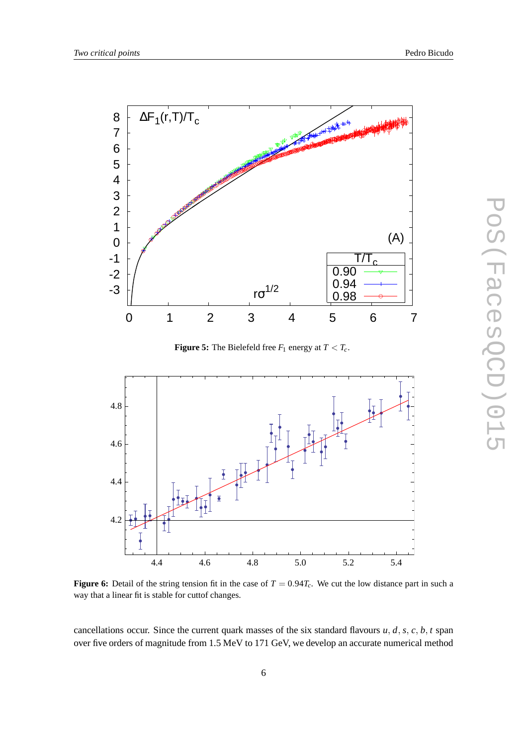**Figure 5:** The Bielefeld free $F_1$ energy at $T < T_c$.

**Figure 6:** Detail of the string tension fit in the case of $T = 0.94T_c$. We cut the low distance part in such a way that a linear fit is stable for cuttof changes.

cancellations occur. Since the current quark masses of the six standard flavours $u, d, s, c, b, t$ span over five orders of magnitude from 1.5 MeV to 171 GeV, we develop an accurate numerical method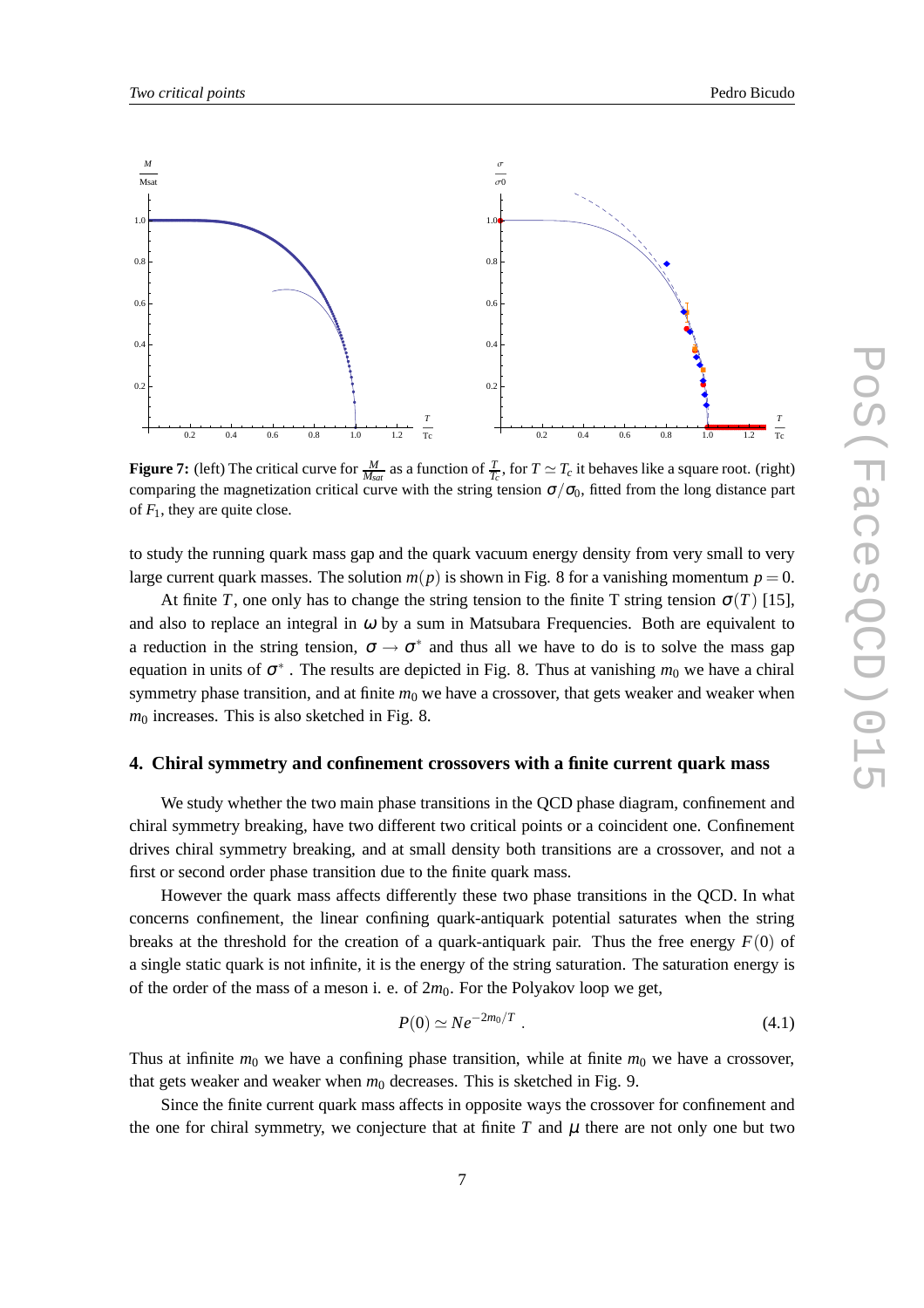**Figure 7:** (left) The critical curve for $\frac{M}{M_{sat}}$ as a function of $\frac{T}{T_c}$, for $T \simeq T_c$ it behaves like a square root. (right) comparing the magnetization critical curve with the string tension $\sigma/\sigma_0$, fitted from the long distance part of $F_1$, they are quite close.

to study the running quark mass gap and the quark vacuum energy density from very small to very large current quark masses. The solution $m(p)$ is shown in Fig. 8 for a vanishing momentum $p = 0$.

At finite $T$, one only has to change the string tension to the finite T string tension $\sigma(T)$ [15], and also to replace an integral in $\omega$ by a sum in Matsubara Frequencies. Both are equivalent to a reduction in the string tension, $\sigma \to \sigma^*$ and thus all we have to do is to solve the mass gap equation in units of $\sigma^*$ . The results are depicted in Fig. 8. Thus at vanishing $m_0$ we have a chiral symmetry phase transition, and at finite $m_0$ we have a crossover, that gets weaker and weaker when $m_0$ increases. This is also sketched in Fig. 8.

## 4. Chiral symmetry and confinement crossovers with a finite current quark mass

We study whether the two main phase transitions in the QCD phase diagram, confinement and chiral symmetry breaking, have two different two critical points or a coincident one. Confinement drives chiral symmetry breaking, and at small density both transitions are a crossover, and not a first or second order phase transition due to the finite quark mass.

However the quark mass affects differently these two phase transitions in the QCD. In what concerns confinement, the linear confining quark-antiquark potential saturates when the string breaks at the threshold for the creation of a quark-antiquark pair. Thus the free energy $F(0)$ of a single static quark is not infinite, it is the energy of the string saturation. The saturation energy is of the order of the mass of a meson i. e. of $2m_0$. For the Polyakov loop we get,

$$P(0) \simeq N e^{-2m_0/T} \; . \tag{4.1}$$

Thus at infinite $m_0$ we have a confining phase transition, while at finite $m_0$ we have a crossover, that gets weaker and weaker when $m_0$ decreases. This is sketched in Fig. 9.

Since the finite current quark mass affects in opposite ways the crossover for confinement and the one for chiral symmetry, we conjecture that at finite $T$ and $\mu$ there are not only one but two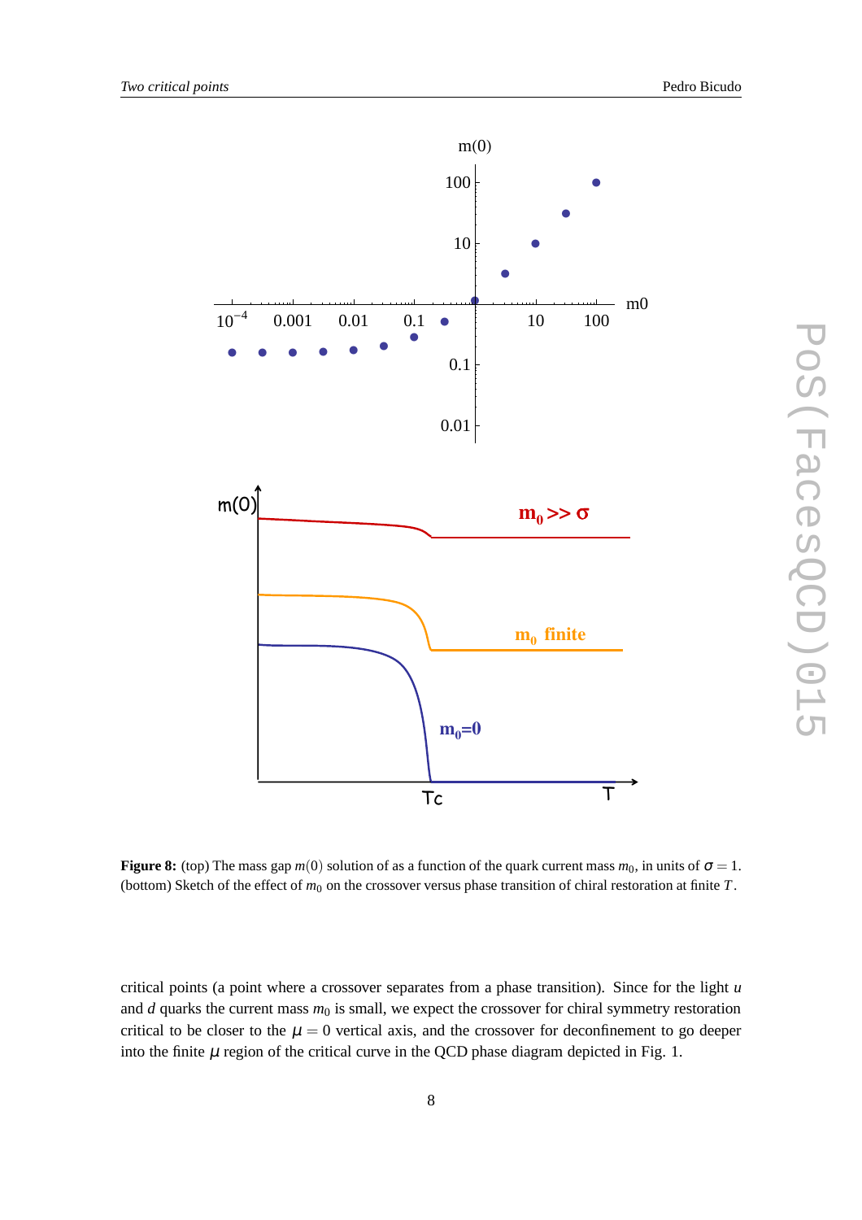**Figure 8:** (top) The mass gap $m(0)$ solution of as a function of the quark current mass $m_0$, in units of $\sigma = 1$. (bottom) Sketch of the effect of $m_0$ on the crossover versus phase transition of chiral restoration at finite $T$.

critical points (a point where a crossover separates from a phase transition). Since for the light $u$ and $d$ quarks the current mass $m_0$ is small, we expect the crossover for chiral symmetry restoration critical to be closer to the $\mu = 0$ vertical axis, and the crossover for deconfinement to go deeper into the finite $\mu$ region of the critical curve in the QCD phase diagram depicted in Fig. 1.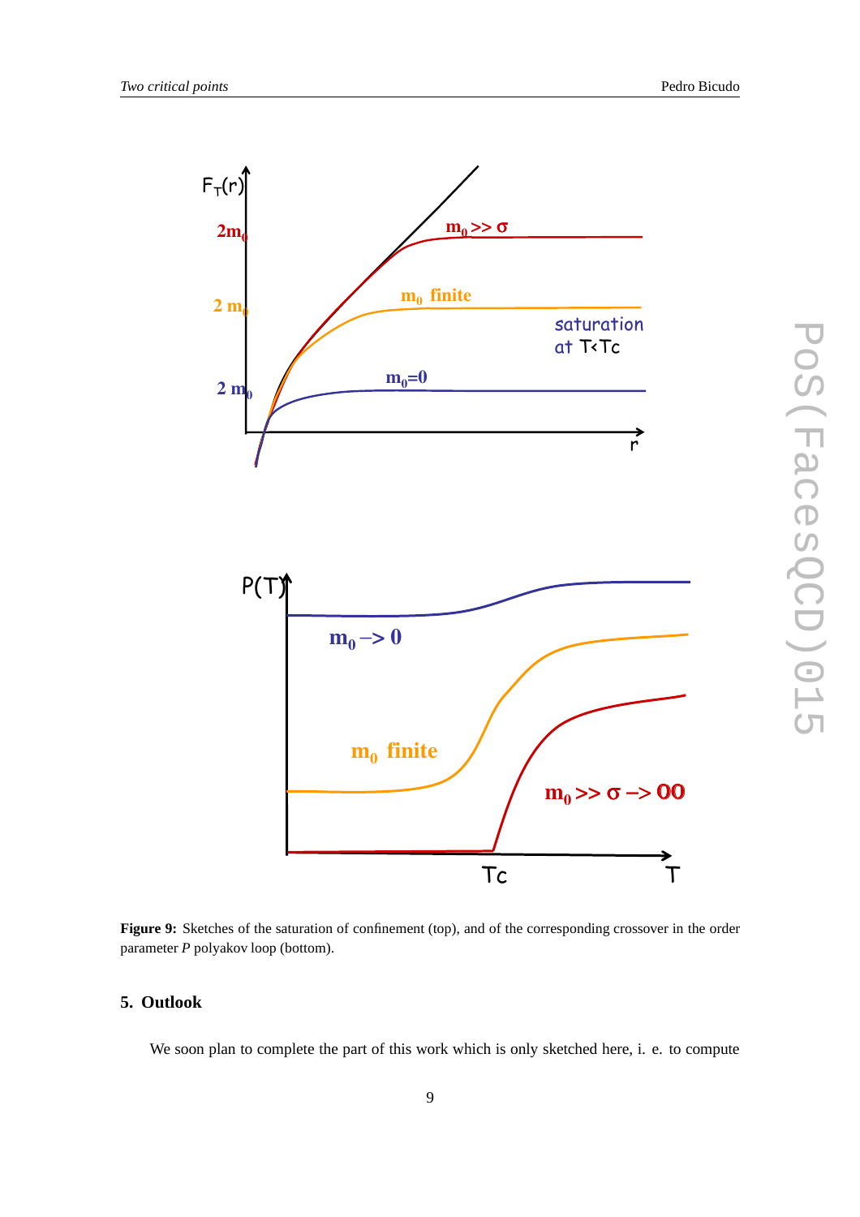**Figure 9:** Sketches of the saturation of confinement (top), and of the corresponding crossover in the order parameter $P$ polyakov loop (bottom).

## 5. Outlook

We soon plan to complete the part of this work which is only sketched here, i. e. to compute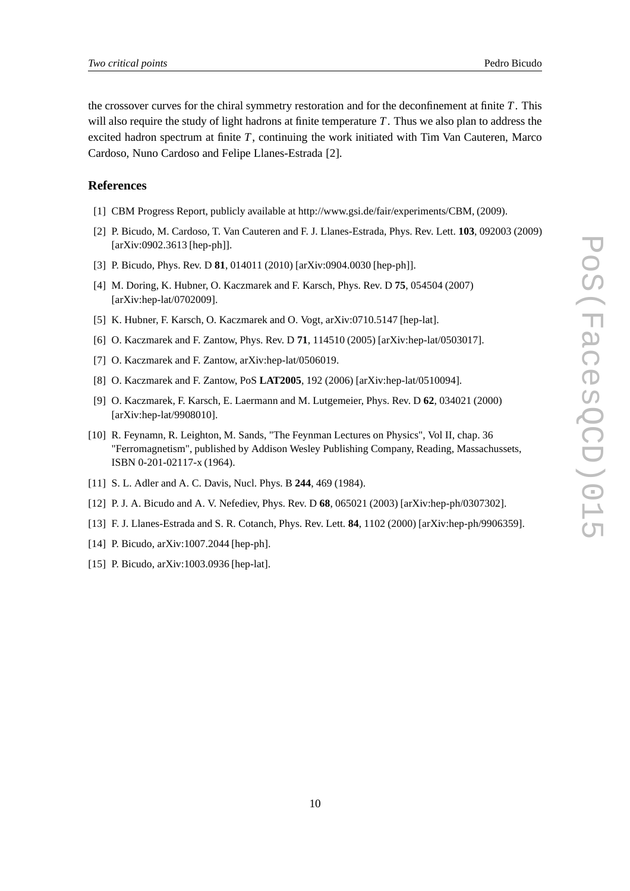the crossover curves for the chiral symmetry restoration and for the deconfinement at finite $T$. This will also require the study of light hadrons at finite temperature $T$. Thus we also plan to address the excited hadron spectrum at finite $T$, continuing the work initiated with Tim Van Cauteren, Marco Cardoso, Nuno Cardoso and Felipe Llanes-Estrada [2].

## References

[1] CBM Progress Report, publicly available at http://www.gsi.de/fair/experiments/CBM, (2009).

[2] P. Bicudo, M. Cardoso, T. Van Cauteren and F. J. Llanes-Estrada, Phys. Rev. Lett. **103**, 092003 (2009) [arXiv:0902.3613 [hep-ph]].

[3] P. Bicudo, Phys. Rev. D **81**, 014011 (2010) [arXiv:0904.0030 [hep-ph]].

[4] M. Doring, K. Hubner, O. Kaczmarek and F. Karsch, Phys. Rev. D **75**, 054504 (2007) [arXiv:hep-lat/0702009].

[5] K. Hubner, F. Karsch, O. Kaczmarek and O. Vogt, arXiv:0710.5147 [hep-lat].

[6] O. Kaczmarek and F. Zantow, Phys. Rev. D **71**, 114510 (2005) [arXiv:hep-lat/0503017].

[7] O. Kaczmarek and F. Zantow, arXiv:hep-lat/0506019.

[8] O. Kaczmarek and F. Zantow, PoS **LAT2005**, 192 (2006) [arXiv:hep-lat/0510094].

[9] O. Kaczmarek, F. Karsch, E. Laermann and M. Lutgemeier, Phys. Rev. D **62**, 034021 (2000) [arXiv:hep-lat/9908010].

[10] R. Feynamn, R. Leighton, M. Sands, "The Feynman Lectures on Physics", Vol II, chap. 36 "Ferromagnetism", published by Addison Wesley Publishing Company, Reading, Massachussets, ISBN 0-201-02117-x (1964).

[11] S. L. Adler and A. C. Davis, Nucl. Phys. B **244**, 469 (1984).

[12] P. J. A. Bicudo and A. V. Nefediev, Phys. Rev. D **68**, 065021 (2003) [arXiv:hep-ph/0307302].

[13] F. J. Llanes-Estrada and S. R. Cotanch, Phys. Rev. Lett. **84**, 1102 (2000) [arXiv:hep-ph/9906359].

[14] P. Bicudo, arXiv:1007.2044 [hep-ph].

[15] P. Bicudo, arXiv:1003.0936 [hep-lat].